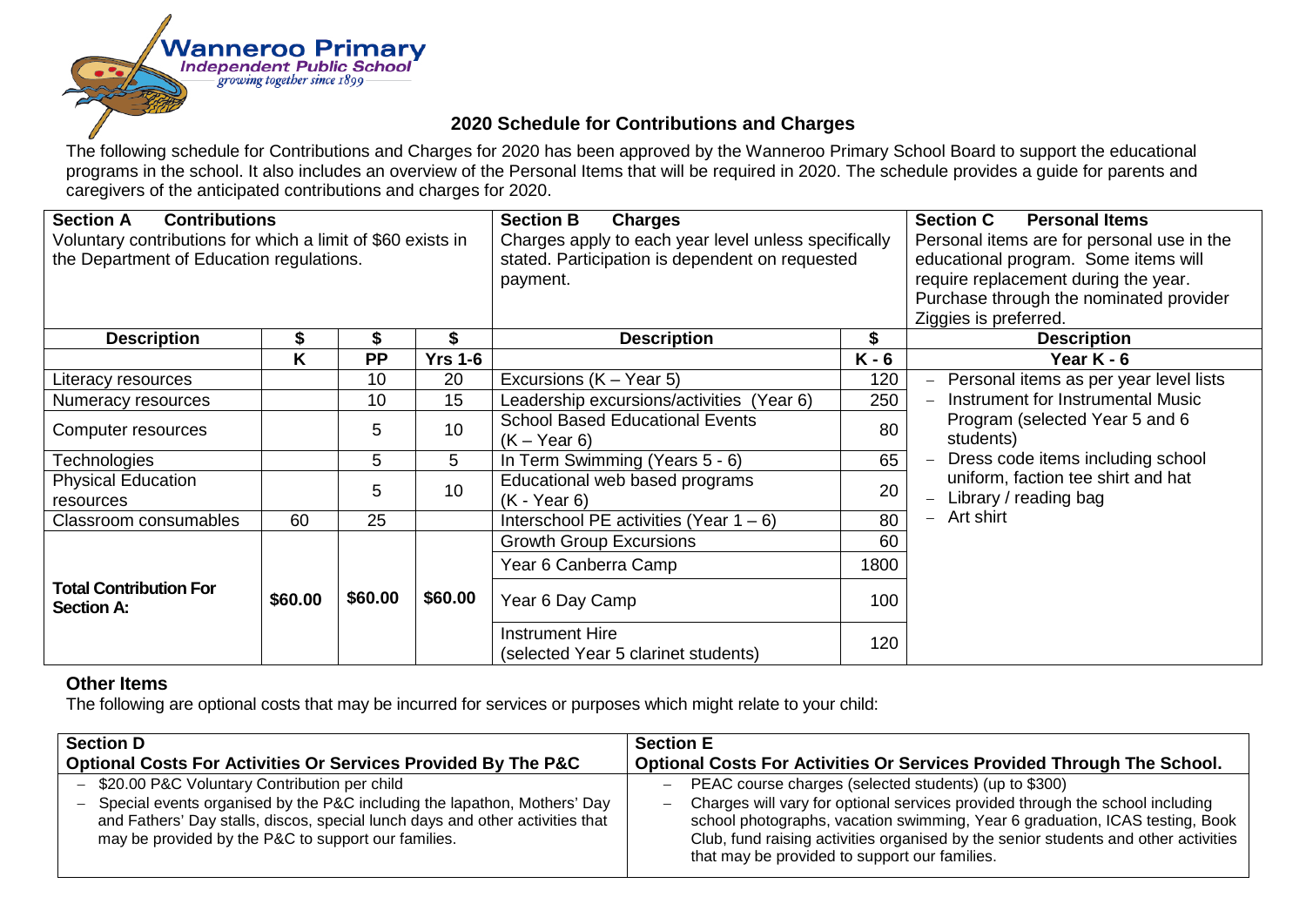Wanneroo Primary
*Independent Public School*
*growing together since 1899*

## 2020 Schedule for Contributions and Charges

The following schedule for Contributions and Charges for 2020 has been approved by the Wanneroo Primary School Board to support the educational programs in the school. It also includes an overview of the Personal Items that will be required in 2020. The schedule provides a guide for parents and caregivers of the anticipated contributions and charges for 2020.

| **Section A Contributions** Voluntary contributions for which a limit of $60 exists in the Department of Education regulations. | | | | **Section B Charges** Charges apply to each year level unless specifically stated. Participation is dependent on requested payment. | | **Section C Personal Items** Personal items are for personal use in the educational program. Some items will require replacement during the year. Purchase through the nominated provider Ziggies is preferred. |
|---|---|---|---|---|---|---|
| **Description** | **$** | **$** | **$** | **Description** | **$** | **Description** |
| | **K** | **PP** | **Yrs 1-6** | | **K - 6** | **Year K - 6** |
| Literacy resources | | 10 | 20 | Excursions (K – Year 5) | 120 | – Personal items as per year level lists |
| Numeracy resources | | 10 | 15 | Leadership excursions/activities (Year 6) | 250 | – Instrument for Instrumental Music Program (selected Year 5 and 6 students) |
| Computer resources | | 5 | 10 | School Based Educational Events (K – Year 6) | 80 | – Dress code items including school uniform, faction tee shirt and hat |
| Technologies | | 5 | 5 | In Term Swimming (Years 5 - 6) | 65 | – Library / reading bag |
| Physical Education resources | | 5 | 10 | Educational web based programs (K - Year 6) | 20 | – Art shirt |
| Classroom consumables | 60 | 25 | | Interschool PE activities (Year 1 – 6) | 80 | |
| | | | | Growth Group Excursions | 60 | |
| | | | | Year 6 Canberra Camp | 1800 | |
| **Total Contribution For Section A:** | **$60.00** | **$60.00** | **$60.00** | Year 6 Day Camp | 100 | |
| | | | | Instrument Hire (selected Year 5 clarinet students) | 120 | |

### Other Items

The following are optional costs that may be incurred for services or purposes which might relate to your child:

| **Section D** **Optional Costs For Activities Or Services Provided By The P&C** | **Section E** **Optional Costs For Activities Or Services Provided Through The School.** |
|---|---|
| – $20.00 P&C Voluntary Contribution per child<br>– Special events organised by the P&C including the lapathon, Mothers' Day and Fathers' Day stalls, discos, special lunch days and other activities that may be provided by the P&C to support our families. | – PEAC course charges (selected students) (up to $300)<br>– Charges will vary for optional services provided through the school including school photographs, vacation swimming, Year 6 graduation, ICAS testing, Book Club, fund raising activities organised by the senior students and other activities that may be provided to support our families. |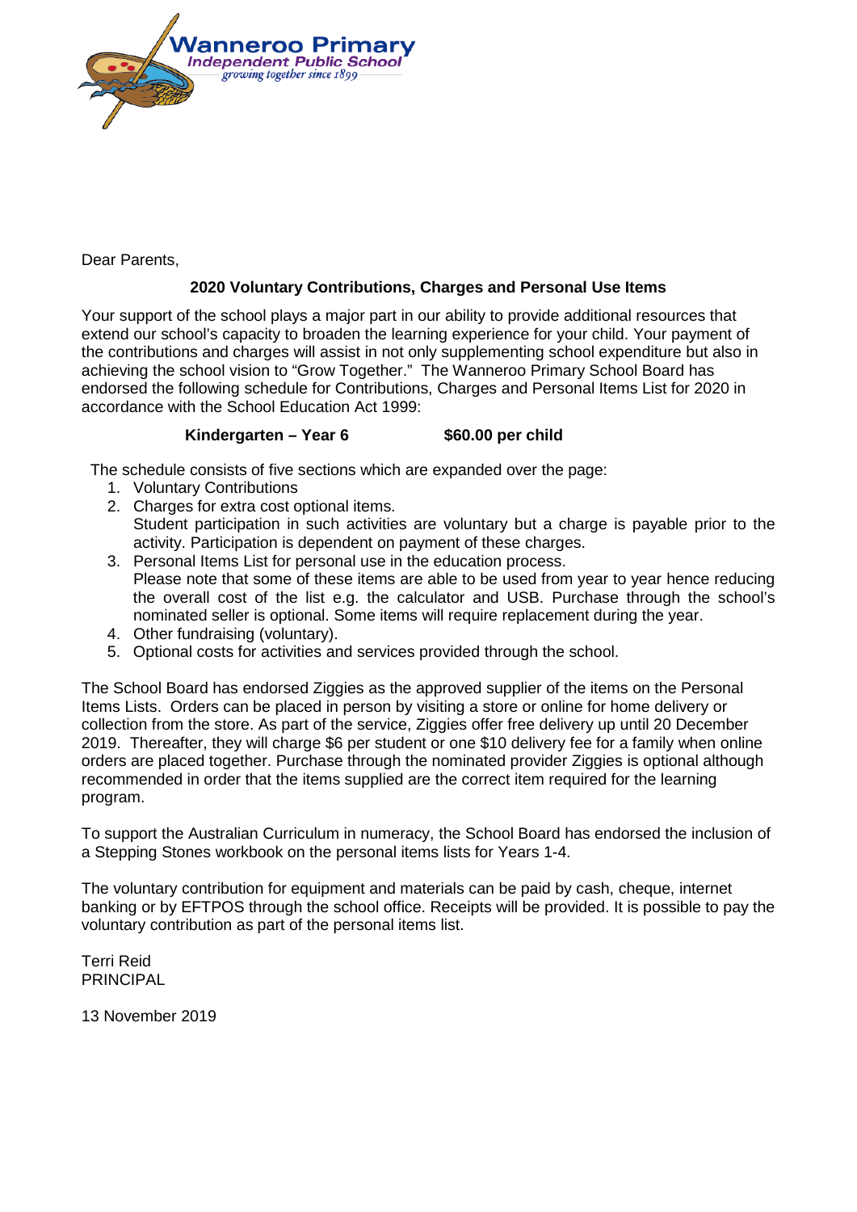Wanneroo Primary
*Independent Public School*
*growing together since 1899*

Dear Parents,

**2020 Voluntary Contributions, Charges and Personal Use Items**

Your support of the school plays a major part in our ability to provide additional resources that extend our school's capacity to broaden the learning experience for your child. Your payment of the contributions and charges will assist in not only supplementing school expenditure but also in achieving the school vision to "Grow Together." The Wanneroo Primary School Board has endorsed the following schedule for Contributions, Charges and Personal Items List for 2020 in accordance with the School Education Act 1999:

**Kindergarten – Year 6** **$60.00 per child**

The schedule consists of five sections which are expanded over the page:

1. Voluntary Contributions
2. Charges for extra cost optional items.
   Student participation in such activities are voluntary but a charge is payable prior to the activity. Participation is dependent on payment of these charges.
3. Personal Items List for personal use in the education process.
   Please note that some of these items are able to be used from year to year hence reducing the overall cost of the list e.g. the calculator and USB. Purchase through the school's nominated seller is optional. Some items will require replacement during the year.
4. Other fundraising (voluntary).
5. Optional costs for activities and services provided through the school.

The School Board has endorsed Ziggies as the approved supplier of the items on the Personal Items Lists. Orders can be placed in person by visiting a store or online for home delivery or collection from the store. As part of the service, Ziggies offer free delivery up until 20 December 2019. Thereafter, they will charge $6 per student or one $10 delivery fee for a family when online orders are placed together. Purchase through the nominated provider Ziggies is optional although recommended in order that the items supplied are the correct item required for the learning program.

To support the Australian Curriculum in numeracy, the School Board has endorsed the inclusion of a Stepping Stones workbook on the personal items lists for Years 1-4.

The voluntary contribution for equipment and materials can be paid by cash, cheque, internet banking or by EFTPOS through the school office. Receipts will be provided. It is possible to pay the voluntary contribution as part of the personal items list.

Terri Reid
PRINCIPAL

13 November 2019